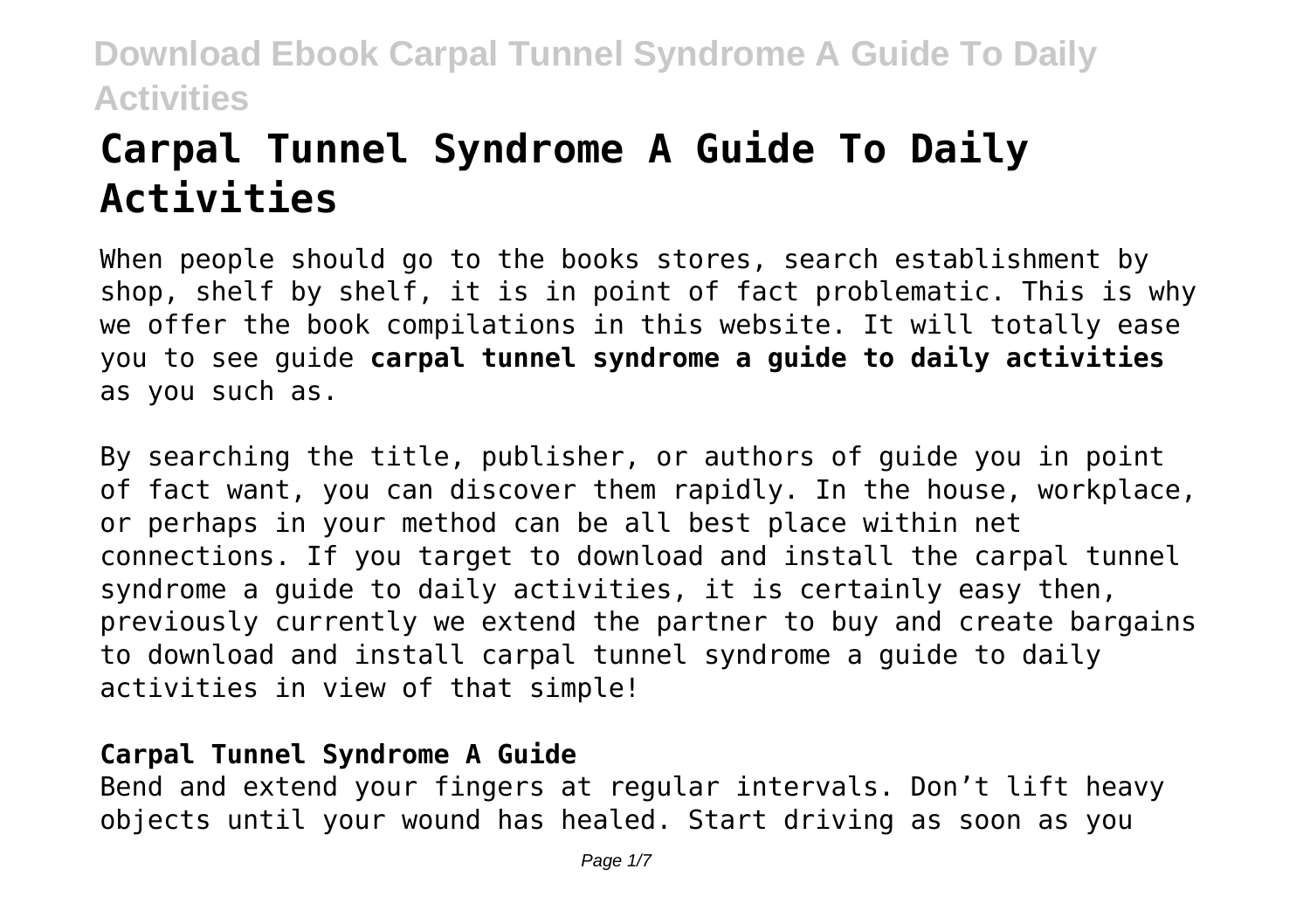# Carpal Tunnel Syndrome A Guide To Daily Activities

When people should go to the books stores, search establishment by shop, shelf by shelf, it is in point of fact problematic. This is why we offer the book compilations in this website. It will totally ease you to see guide **carpal tunnel syndrome a guide to daily activities** as you such as.

By searching the title, publisher, or authors of guide you in point of fact want, you can discover them rapidly. In the house, workplace, or perhaps in your method can be all best place within net connections. If you target to download and install the carpal tunnel syndrome a guide to daily activities, it is certainly easy then, previously currently we extend the partner to buy and create bargains to download and install carpal tunnel syndrome a guide to daily activities in view of that simple!

## Carpal Tunnel Syndrome A Guide

Bend and extend your fingers at regular intervals. Don't lift heavy objects until your wound has healed. Start driving as soon as you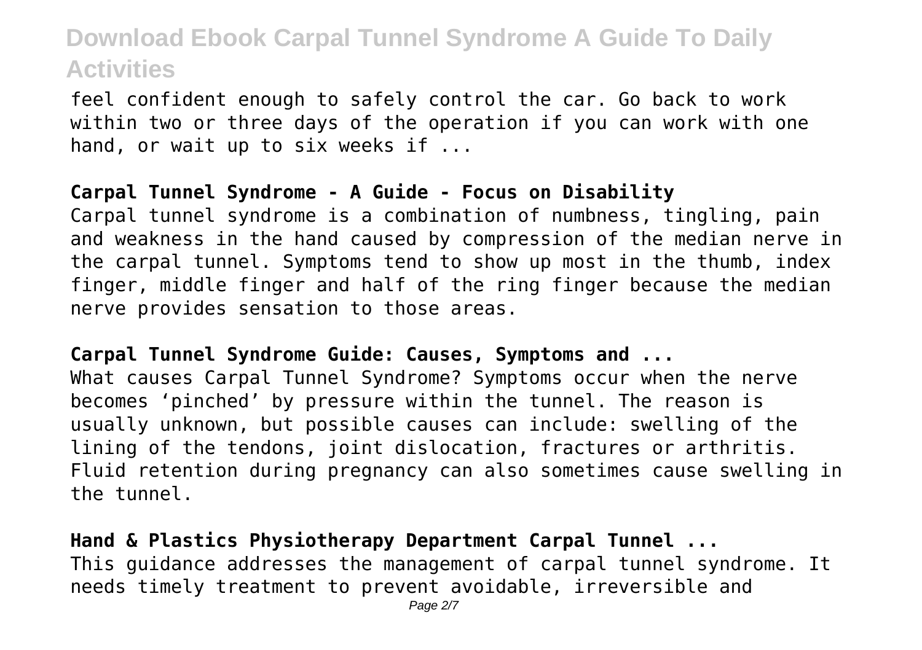feel confident enough to safely control the car. Go back to work within two or three days of the operation if you can work with one hand, or wait up to six weeks if ...

**Carpal Tunnel Syndrome - A Guide - Focus on Disability**

Carpal tunnel syndrome is a combination of numbness, tingling, pain and weakness in the hand caused by compression of the median nerve in the carpal tunnel. Symptoms tend to show up most in the thumb, index finger, middle finger and half of the ring finger because the median nerve provides sensation to those areas.

**Carpal Tunnel Syndrome Guide: Causes, Symptoms and ...**

What causes Carpal Tunnel Syndrome? Symptoms occur when the nerve becomes 'pinched' by pressure within the tunnel. The reason is usually unknown, but possible causes can include: swelling of the lining of the tendons, joint dislocation, fractures or arthritis. Fluid retention during pregnancy can also sometimes cause swelling in the tunnel.

**Hand & Plastics Physiotherapy Department Carpal Tunnel ...**

This guidance addresses the management of carpal tunnel syndrome. It needs timely treatment to prevent avoidable, irreversible and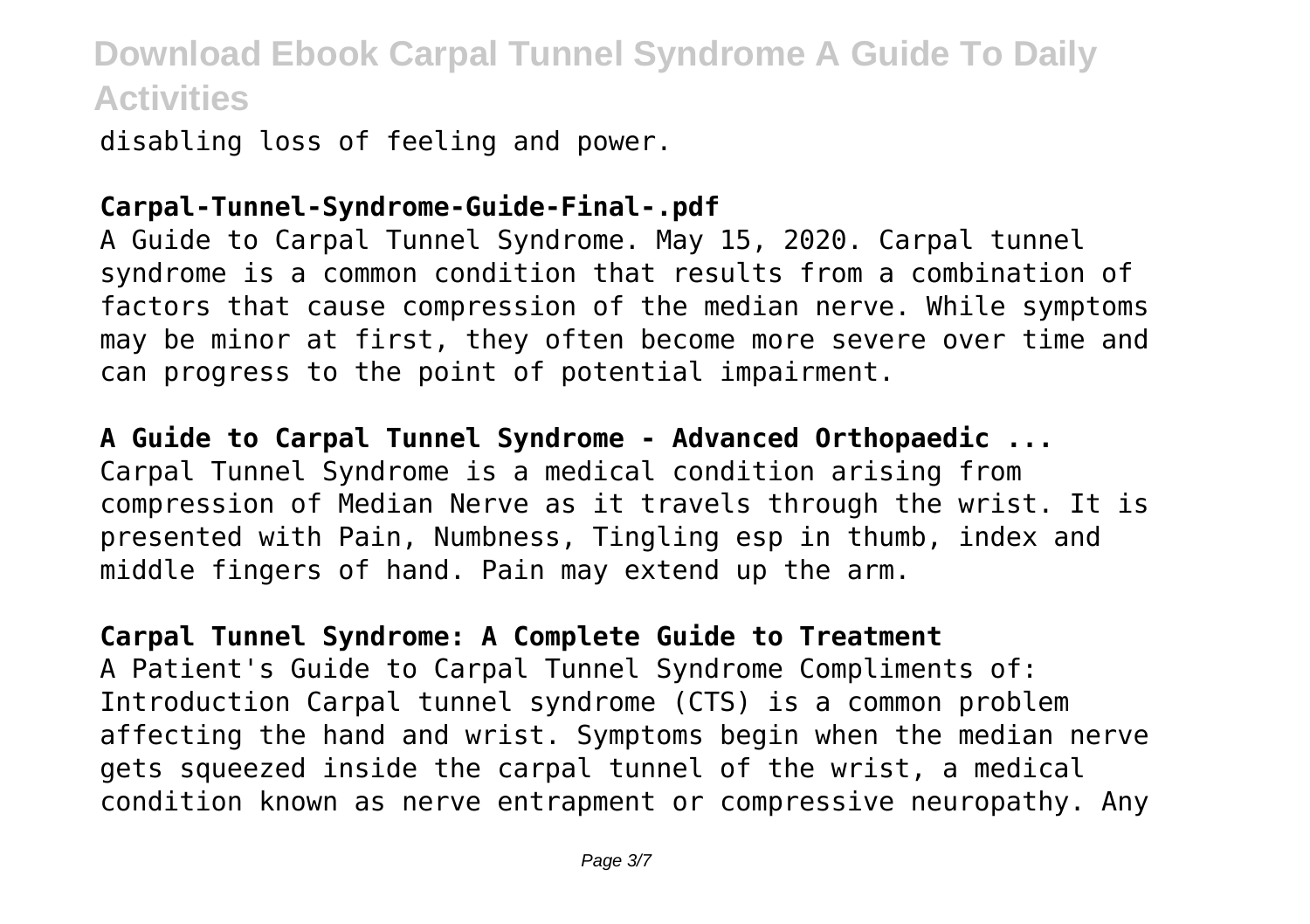disabling loss of feeling and power.

**Carpal-Tunnel-Syndrome-Guide-Final-.pdf**

A Guide to Carpal Tunnel Syndrome. May 15, 2020. Carpal tunnel syndrome is a common condition that results from a combination of factors that cause compression of the median nerve. While symptoms may be minor at first, they often become more severe over time and can progress to the point of potential impairment.

**A Guide to Carpal Tunnel Syndrome - Advanced Orthopaedic ...**

Carpal Tunnel Syndrome is a medical condition arising from compression of Median Nerve as it travels through the wrist. It is presented with Pain, Numbness, Tingling esp in thumb, index and middle fingers of hand. Pain may extend up the arm.

**Carpal Tunnel Syndrome: A Complete Guide to Treatment**

A Patient's Guide to Carpal Tunnel Syndrome Compliments of: Introduction Carpal tunnel syndrome (CTS) is a common problem affecting the hand and wrist. Symptoms begin when the median nerve gets squeezed inside the carpal tunnel of the wrist, a medical condition known as nerve entrapment or compressive neuropathy. Any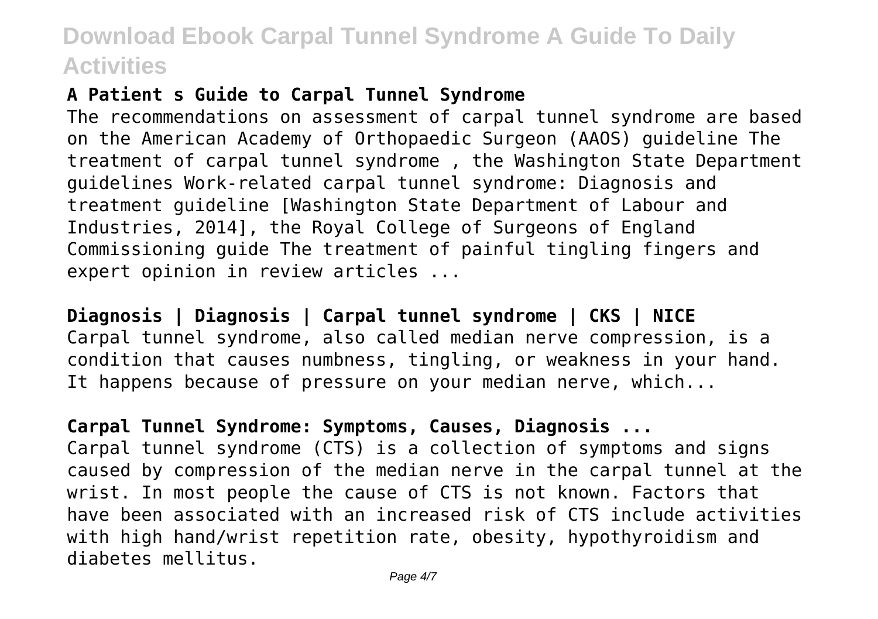### A Patient s Guide to Carpal Tunnel Syndrome

The recommendations on assessment of carpal tunnel syndrome are based on the American Academy of Orthopaedic Surgeon (AAOS) guideline The treatment of carpal tunnel syndrome , the Washington State Department guidelines Work-related carpal tunnel syndrome: Diagnosis and treatment guideline [Washington State Department of Labour and Industries, 2014], the Royal College of Surgeons of England Commissioning guide The treatment of painful tingling fingers and expert opinion in review articles ...

### Diagnosis | Diagnosis | Carpal tunnel syndrome | CKS | NICE

Carpal tunnel syndrome, also called median nerve compression, is a condition that causes numbness, tingling, or weakness in your hand. It happens because of pressure on your median nerve, which...

### Carpal Tunnel Syndrome: Symptoms, Causes, Diagnosis ...

Carpal tunnel syndrome (CTS) is a collection of symptoms and signs caused by compression of the median nerve in the carpal tunnel at the wrist. In most people the cause of CTS is not known. Factors that have been associated with an increased risk of CTS include activities with high hand/wrist repetition rate, obesity, hypothyroidism and diabetes mellitus.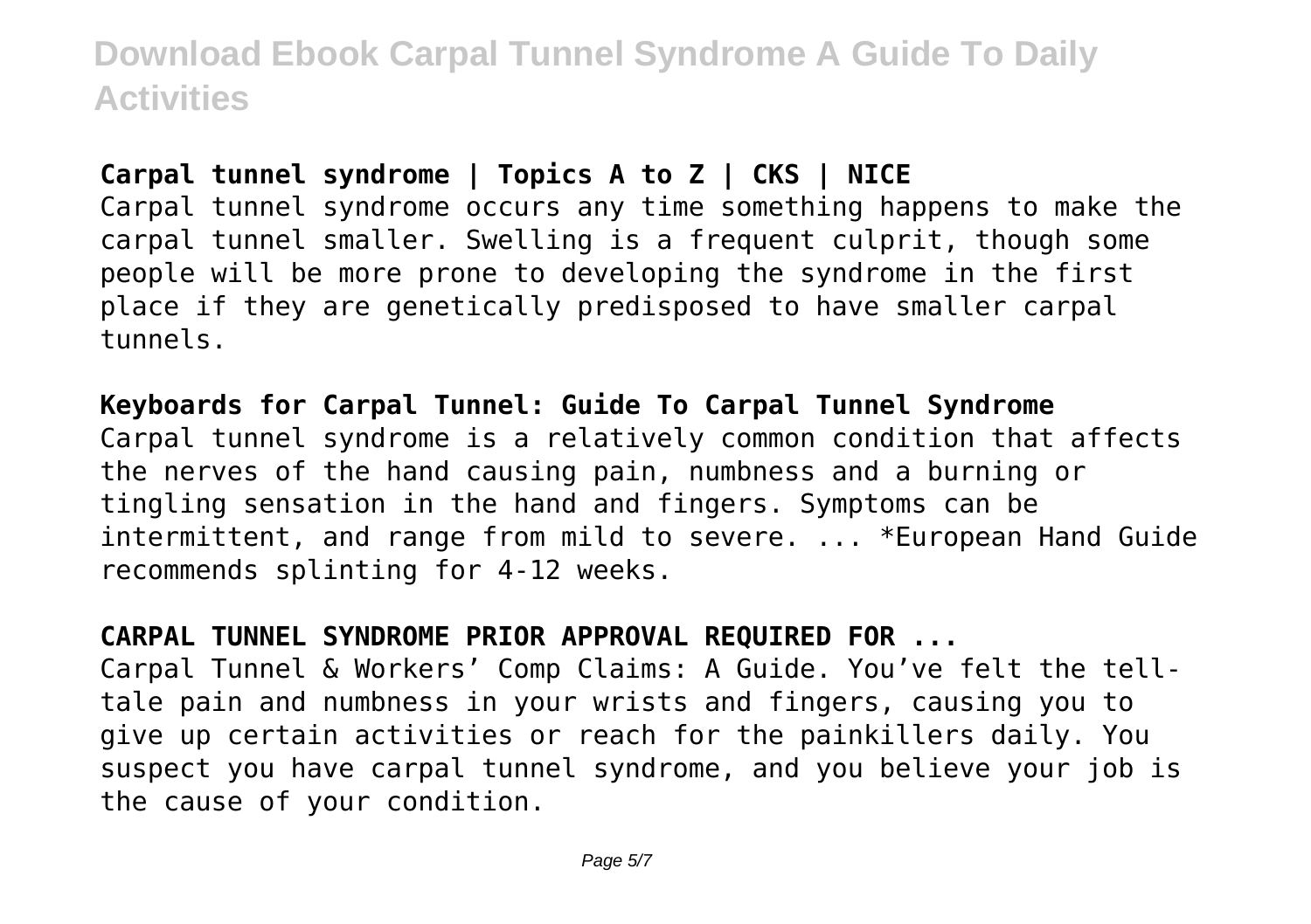**Carpal tunnel syndrome | Topics A to Z | CKS | NICE**

Carpal tunnel syndrome occurs any time something happens to make the carpal tunnel smaller. Swelling is a frequent culprit, though some people will be more prone to developing the syndrome in the first place if they are genetically predisposed to have smaller carpal tunnels.

**Keyboards for Carpal Tunnel: Guide To Carpal Tunnel Syndrome**

Carpal tunnel syndrome is a relatively common condition that affects the nerves of the hand causing pain, numbness and a burning or tingling sensation in the hand and fingers. Symptoms can be intermittent, and range from mild to severe. ... *European Hand Guide recommends splinting for 4-12 weeks.

**CARPAL TUNNEL SYNDROME PRIOR APPROVAL REQUIRED FOR ...**

Carpal Tunnel & Workers' Comp Claims: A Guide. You've felt the tell-tale pain and numbness in your wrists and fingers, causing you to give up certain activities or reach for the painkillers daily. You suspect you have carpal tunnel syndrome, and you believe your job is the cause of your condition.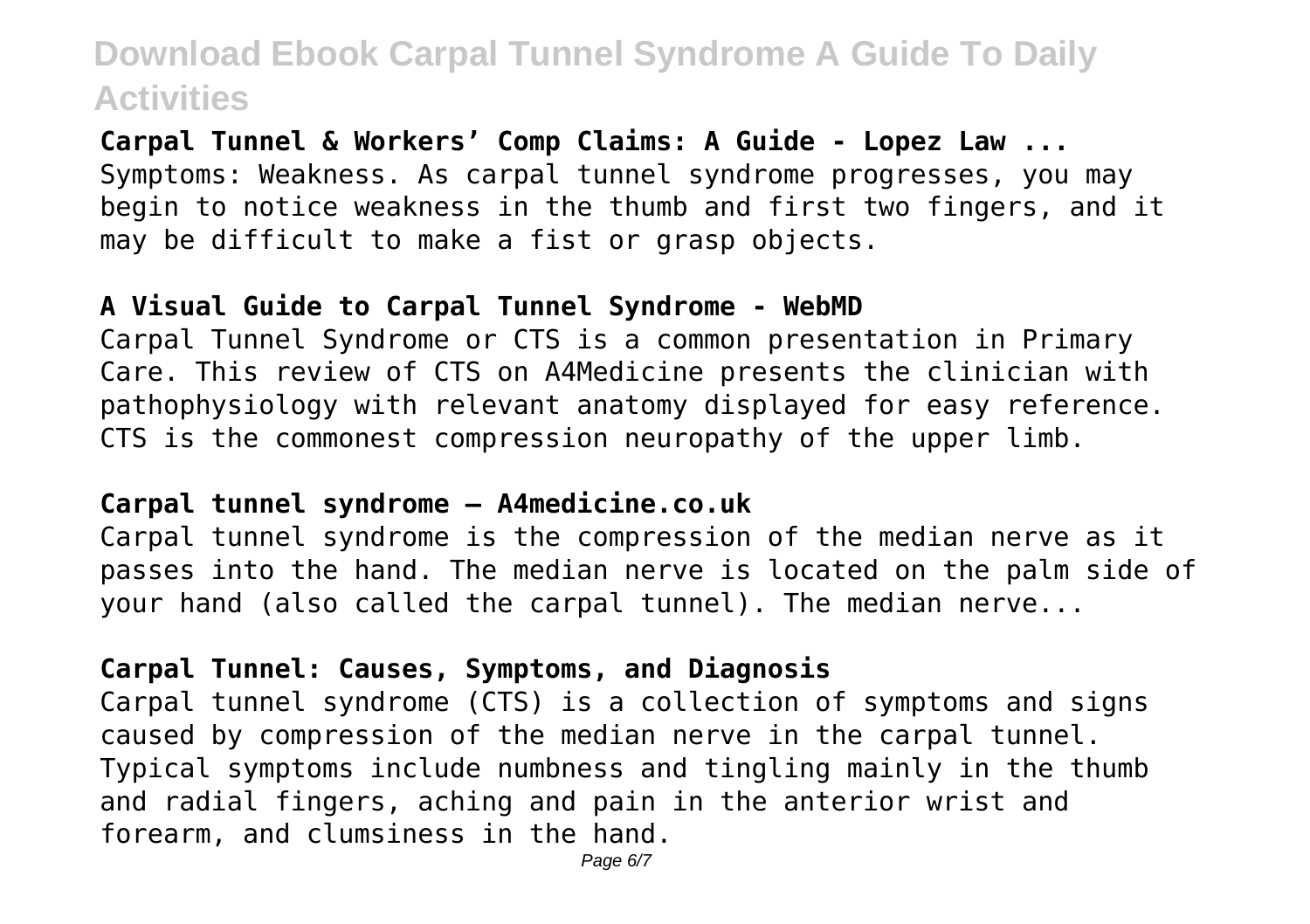**Carpal Tunnel & Workers' Comp Claims: A Guide - Lopez Law ...**
Symptoms: Weakness. As carpal tunnel syndrome progresses, you may begin to notice weakness in the thumb and first two fingers, and it may be difficult to make a fist or grasp objects.

**A Visual Guide to Carpal Tunnel Syndrome - WebMD**
Carpal Tunnel Syndrome or CTS is a common presentation in Primary Care. This review of CTS on A4Medicine presents the clinician with pathophysiology with relevant anatomy displayed for easy reference. CTS is the commonest compression neuropathy of the upper limb.

**Carpal tunnel syndrome – A4medicine.co.uk**
Carpal tunnel syndrome is the compression of the median nerve as it passes into the hand. The median nerve is located on the palm side of your hand (also called the carpal tunnel). The median nerve...

**Carpal Tunnel: Causes, Symptoms, and Diagnosis**
Carpal tunnel syndrome (CTS) is a collection of symptoms and signs caused by compression of the median nerve in the carpal tunnel. Typical symptoms include numbness and tingling mainly in the thumb and radial fingers, aching and pain in the anterior wrist and forearm, and clumsiness in the hand.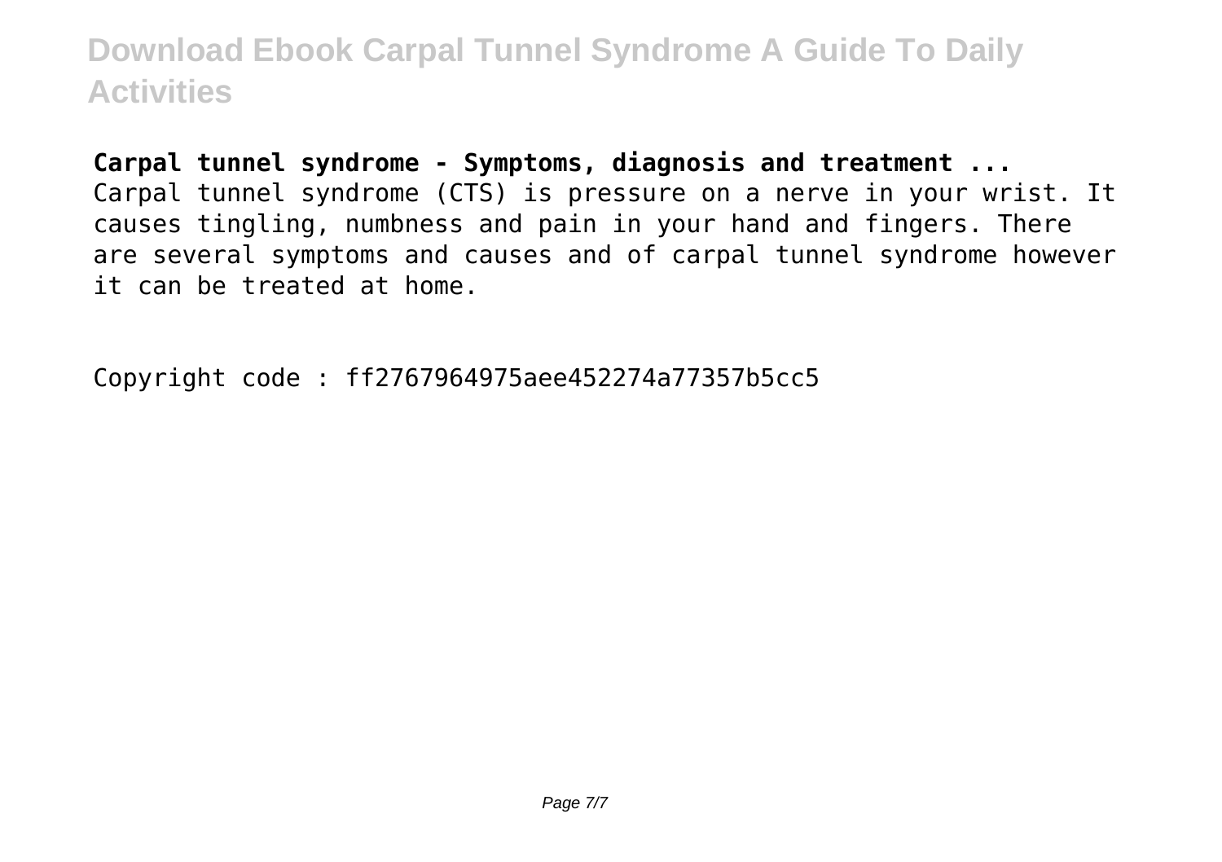**Carpal tunnel syndrome - Symptoms, diagnosis and treatment ...**
Carpal tunnel syndrome (CTS) is pressure on a nerve in your wrist. It causes tingling, numbness and pain in your hand and fingers. There are several symptoms and causes and of carpal tunnel syndrome however it can be treated at home.

Copyright code : ff2767964975aee452274a77357b5cc5